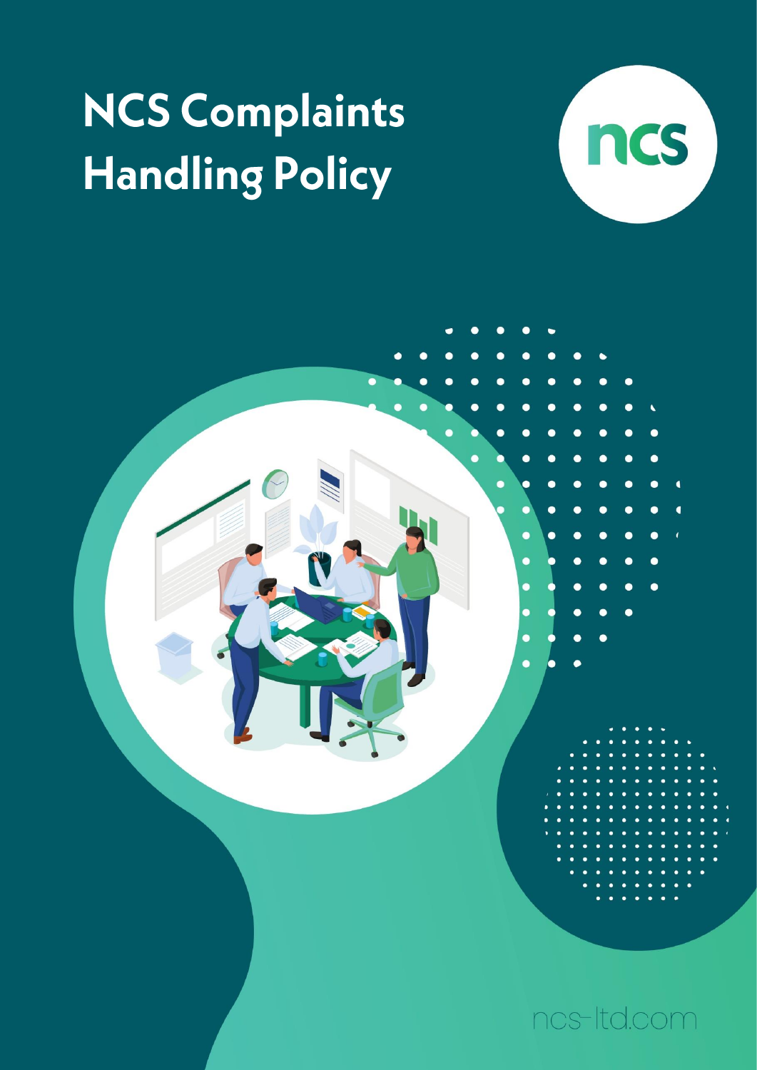# NCS Complaints Handling Policy

ncs

ncs-ltd.com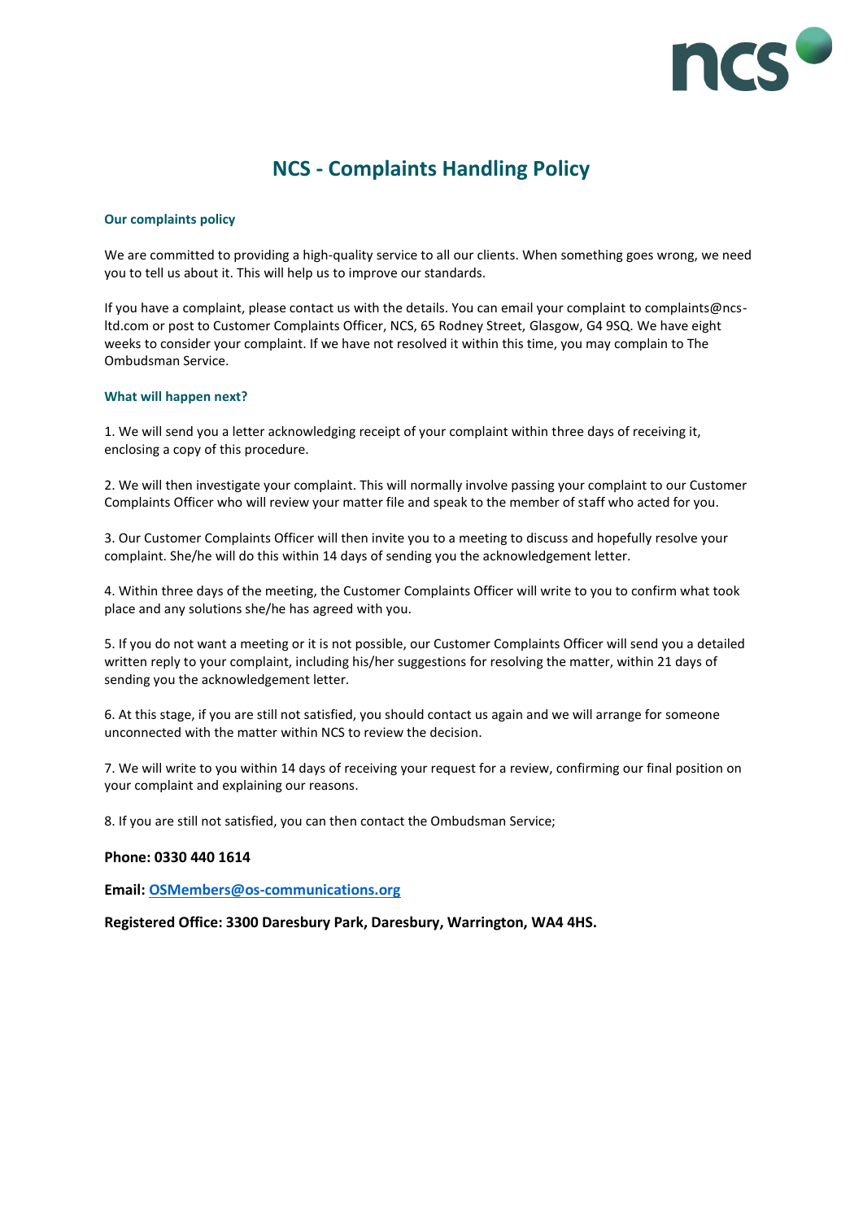# NCS - Complaints Handling Policy

### Our complaints policy

We are committed to providing a high-quality service to all our clients. When something goes wrong, we need you to tell us about it. This will help us to improve our standards.

If you have a complaint, please contact us with the details. You can email your complaint to complaints@ncs-ltd.com or post to Customer Complaints Officer, NCS, 65 Rodney Street, Glasgow, G4 9SQ. We have eight weeks to consider your complaint. If we have not resolved it within this time, you may complain to The Ombudsman Service.

### What will happen next?

1. We will send you a letter acknowledging receipt of your complaint within three days of receiving it, enclosing a copy of this procedure.

2. We will then investigate your complaint. This will normally involve passing your complaint to our Customer Complaints Officer who will review your matter file and speak to the member of staff who acted for you.

3. Our Customer Complaints Officer will then invite you to a meeting to discuss and hopefully resolve your complaint. She/he will do this within 14 days of sending you the acknowledgement letter.

4. Within three days of the meeting, the Customer Complaints Officer will write to you to confirm what took place and any solutions she/he has agreed with you.

5. If you do not want a meeting or it is not possible, our Customer Complaints Officer will send you a detailed written reply to your complaint, including his/her suggestions for resolving the matter, within 21 days of sending you the acknowledgement letter.

6. At this stage, if you are still not satisfied, you should contact us again and we will arrange for someone unconnected with the matter within NCS to review the decision.

7. We will write to you within 14 days of receiving your request for a review, confirming our final position on your complaint and explaining our reasons.

8. If you are still not satisfied, you can then contact the Ombudsman Service;

**Phone: 0330 440 1614**

**Email: OSMembers@os-communications.org**

**Registered Office: 3300 Daresbury Park, Daresbury, Warrington, WA4 4HS.**